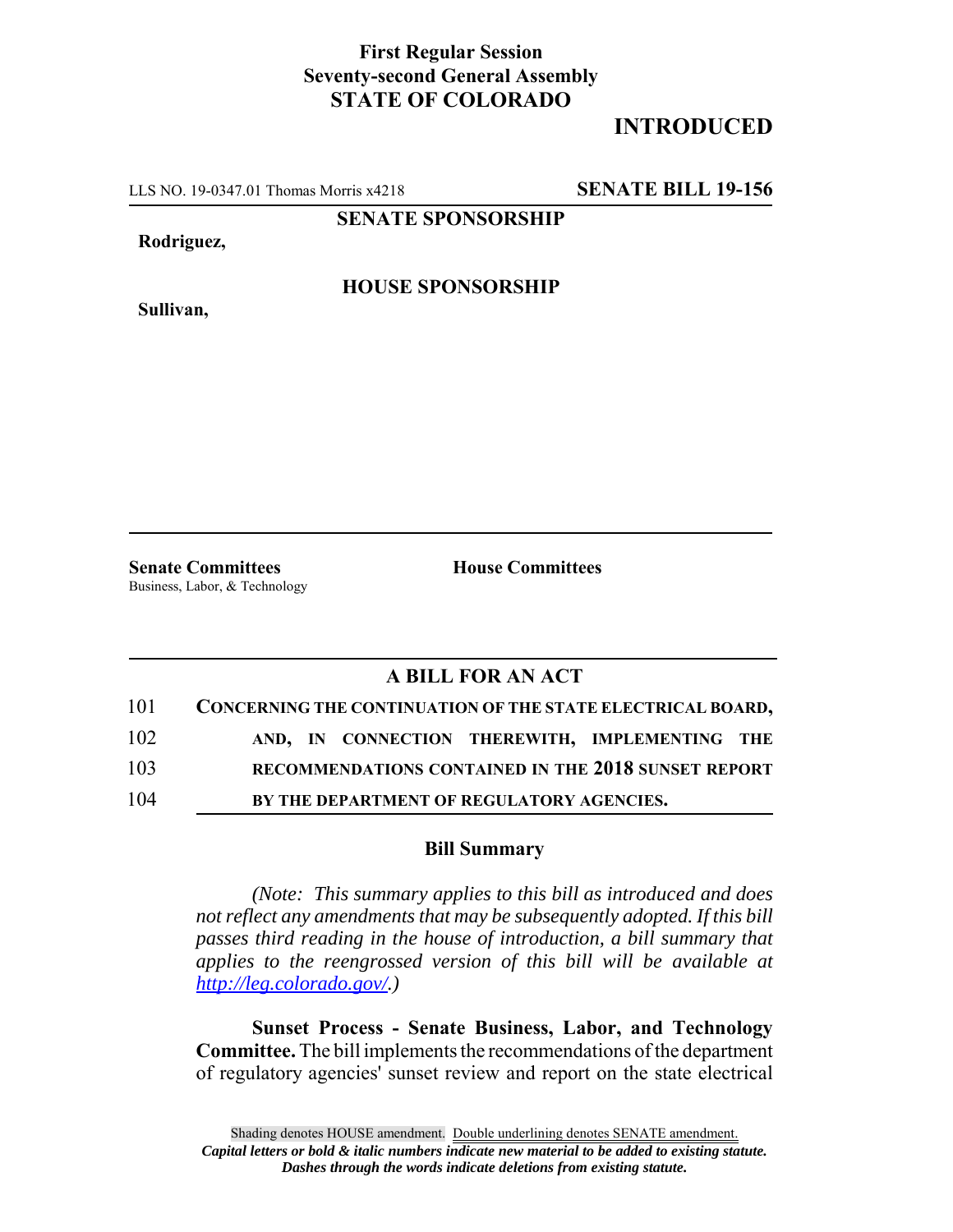**First Regular Session**
**Seventy-second General Assembly**
**STATE OF COLORADO**

# INTRODUCED

LLS NO. 19-0347.01 Thomas Morris x4218 **SENATE BILL 19-156**

**SENATE SPONSORSHIP**

**Rodriguez,**

**HOUSE SPONSORSHIP**

**Sullivan,**

**Senate Committees**
Business, Labor, & Technology

**House Committees**

## A BILL FOR AN ACT

101 **CONCERNING THE CONTINUATION OF THE STATE ELECTRICAL BOARD,**
102 **AND, IN CONNECTION THEREWITH, IMPLEMENTING THE**
103 **RECOMMENDATIONS CONTAINED IN THE 2018 SUNSET REPORT**
104 **BY THE DEPARTMENT OF REGULATORY AGENCIES.**

### Bill Summary

*(Note: This summary applies to this bill as introduced and does not reflect any amendments that may be subsequently adopted. If this bill passes third reading in the house of introduction, a bill summary that applies to the reengrossed version of this bill will be available at http://leg.colorado.gov/.)*

**Sunset Process - Senate Business, Labor, and Technology Committee.** The bill implements the recommendations of the department of regulatory agencies' sunset review and report on the state electrical

Shading denotes HOUSE amendment. Double underlining denotes SENATE amendment.
*Capital letters or bold & italic numbers indicate new material to be added to existing statute.*
*Dashes through the words indicate deletions from existing statute.*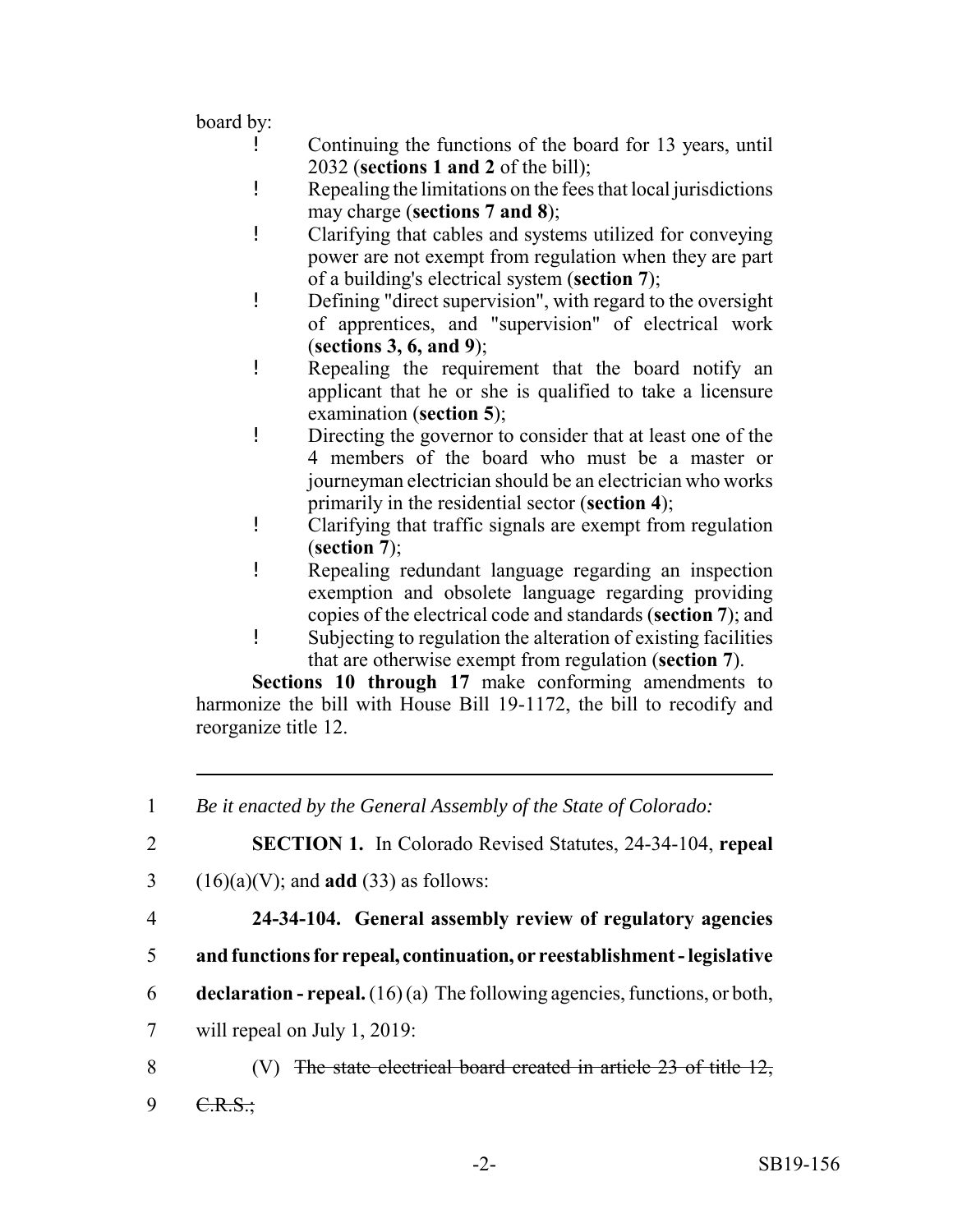board by:

- Continuing the functions of the board for 13 years, until 2032 (**sections 1 and 2** of the bill);
- Repealing the limitations on the fees that local jurisdictions may charge (**sections 7 and 8**);
- Clarifying that cables and systems utilized for conveying power are not exempt from regulation when they are part of a building's electrical system (**section 7**);
- Defining "direct supervision", with regard to the oversight of apprentices, and "supervision" of electrical work (**sections 3, 6, and 9**);
- Repealing the requirement that the board notify an applicant that he or she is qualified to take a licensure examination (**section 5**);
- Directing the governor to consider that at least one of the 4 members of the board who must be a master or journeyman electrician should be an electrician who works primarily in the residential sector (**section 4**);
- Clarifying that traffic signals are exempt from regulation (**section 7**);
- Repealing redundant language regarding an inspection exemption and obsolete language regarding providing copies of the electrical code and standards (**section 7**); and
- Subjecting to regulation the alteration of existing facilities that are otherwise exempt from regulation (**section 7**).

**Sections 10 through 17** make conforming amendments to harmonize the bill with House Bill 19-1172, the bill to recodify and reorganize title 12.

---

1 *Be it enacted by the General Assembly of the State of Colorado:*

2 **SECTION 1.** In Colorado Revised Statutes, 24-34-104, **repeal**

3 (16)(a)(V); and **add** (33) as follows:

4 **24-34-104. General assembly review of regulatory agencies**

5 **and functions for repeal, continuation, or reestablishment - legislative**

6 **declaration - repeal.** (16) (a) The following agencies, functions, or both,

7 will repeal on July 1, 2019:

8 (V) ~~The state electrical board created in article 23 of title 12,~~

9 ~~C.R.S.;~~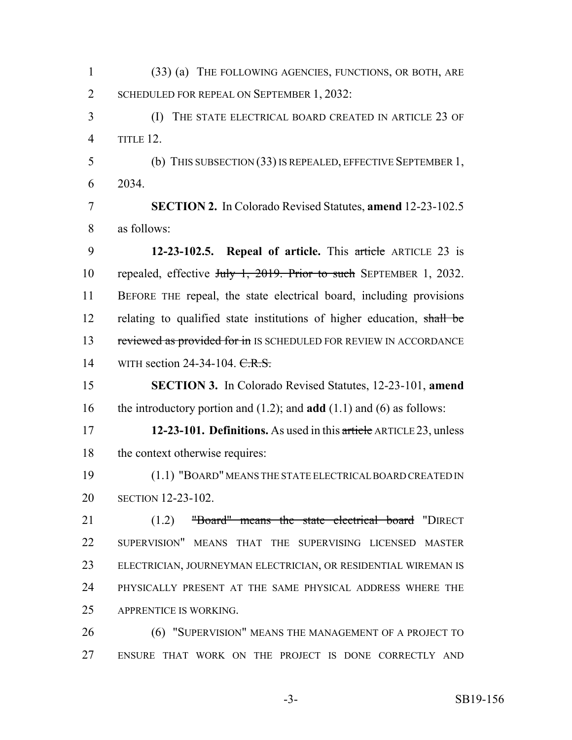(33) (a) THE FOLLOWING AGENCIES, FUNCTIONS, OR BOTH, ARE SCHEDULED FOR REPEAL ON SEPTEMBER 1, 2032:

(I) THE STATE ELECTRICAL BOARD CREATED IN ARTICLE 23 OF TITLE 12.

(b) THIS SUBSECTION (33) IS REPEALED, EFFECTIVE SEPTEMBER 1, 2034.

**SECTION 2.** In Colorado Revised Statutes, **amend** 12-23-102.5 as follows:

**12-23-102.5. Repeal of article.** This ~~article~~ ARTICLE 23 is repealed, effective ~~July 1, 2019. Prior to such~~ SEPTEMBER 1, 2032. BEFORE THE repeal, the state electrical board, including provisions relating to qualified state institutions of higher education, ~~shall be reviewed as provided for in~~ IS SCHEDULED FOR REVIEW IN ACCORDANCE WITH section 24-34-104. ~~C.R.S.~~

**SECTION 3.** In Colorado Revised Statutes, 12-23-101, **amend** the introductory portion and (1.2); and **add** (1.1) and (6) as follows:

**12-23-101. Definitions.** As used in this ~~article~~ ARTICLE 23, unless the context otherwise requires:

(1.1) "BOARD" MEANS THE STATE ELECTRICAL BOARD CREATED IN SECTION 12-23-102.

(1.2) ~~"Board" means the state electrical board~~ "DIRECT SUPERVISION" MEANS THAT THE SUPERVISING LICENSED MASTER ELECTRICIAN, JOURNEYMAN ELECTRICIAN, OR RESIDENTIAL WIREMAN IS PHYSICALLY PRESENT AT THE SAME PHYSICAL ADDRESS WHERE THE APPRENTICE IS WORKING.

(6) "SUPERVISION" MEANS THE MANAGEMENT OF A PROJECT TO ENSURE THAT WORK ON THE PROJECT IS DONE CORRECTLY AND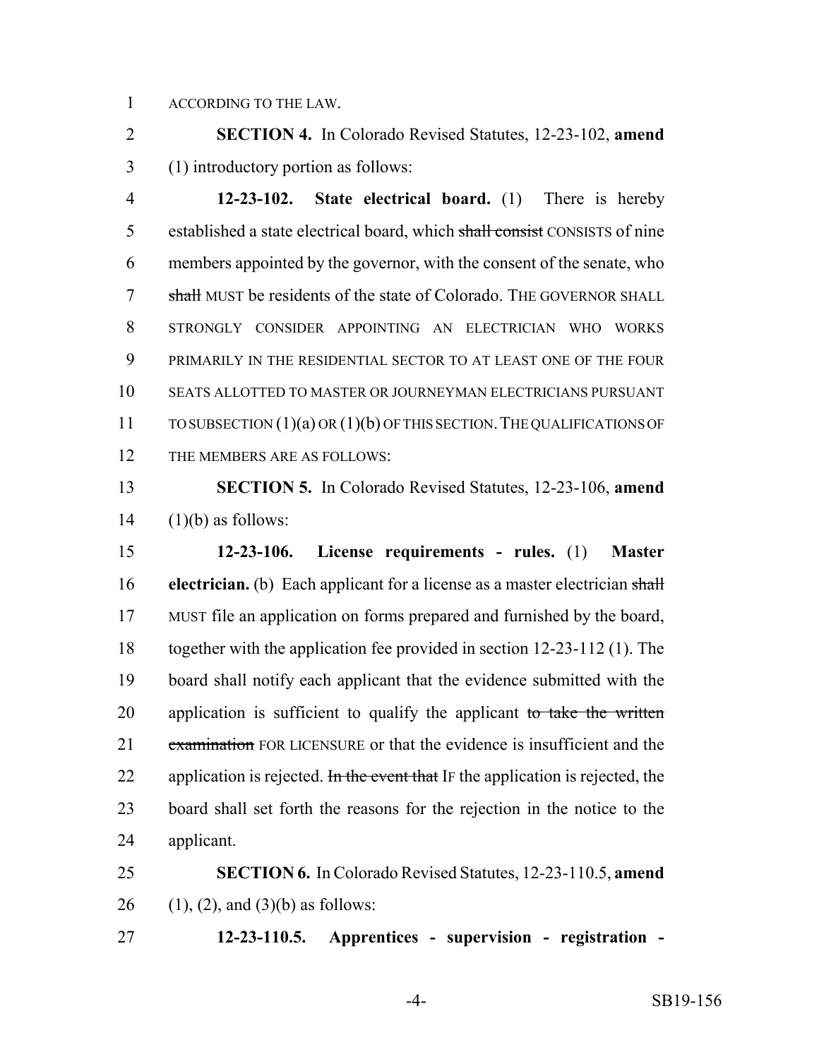ACCORDING TO THE LAW.

**SECTION 4.** In Colorado Revised Statutes, 12-23-102, **amend** (1) introductory portion as follows:

**12-23-102. State electrical board.** (1) There is hereby established a state electrical board, which ~~shall consist~~ CONSISTS of nine members appointed by the governor, with the consent of the senate, who ~~shall~~ MUST be residents of the state of Colorado. THE GOVERNOR SHALL STRONGLY CONSIDER APPOINTING AN ELECTRICIAN WHO WORKS PRIMARILY IN THE RESIDENTIAL SECTOR TO AT LEAST ONE OF THE FOUR SEATS ALLOTTED TO MASTER OR JOURNEYMAN ELECTRICIANS PURSUANT TO SUBSECTION (1)(a) OR (1)(b) OF THIS SECTION. THE QUALIFICATIONS OF THE MEMBERS ARE AS FOLLOWS:

**SECTION 5.** In Colorado Revised Statutes, 12-23-106, **amend** (1)(b) as follows:

**12-23-106. License requirements - rules.** (1) **Master electrician.** (b) Each applicant for a license as a master electrician ~~shall~~ MUST file an application on forms prepared and furnished by the board, together with the application fee provided in section 12-23-112 (1). The board shall notify each applicant that the evidence submitted with the application is sufficient to qualify the applicant ~~to take the written examination~~ FOR LICENSURE or that the evidence is insufficient and the application is rejected. ~~In the event that~~ IF the application is rejected, the board shall set forth the reasons for the rejection in the notice to the applicant.

**SECTION 6.** In Colorado Revised Statutes, 12-23-110.5, **amend** (1), (2), and (3)(b) as follows:

**12-23-110.5. Apprentices - supervision - registration -**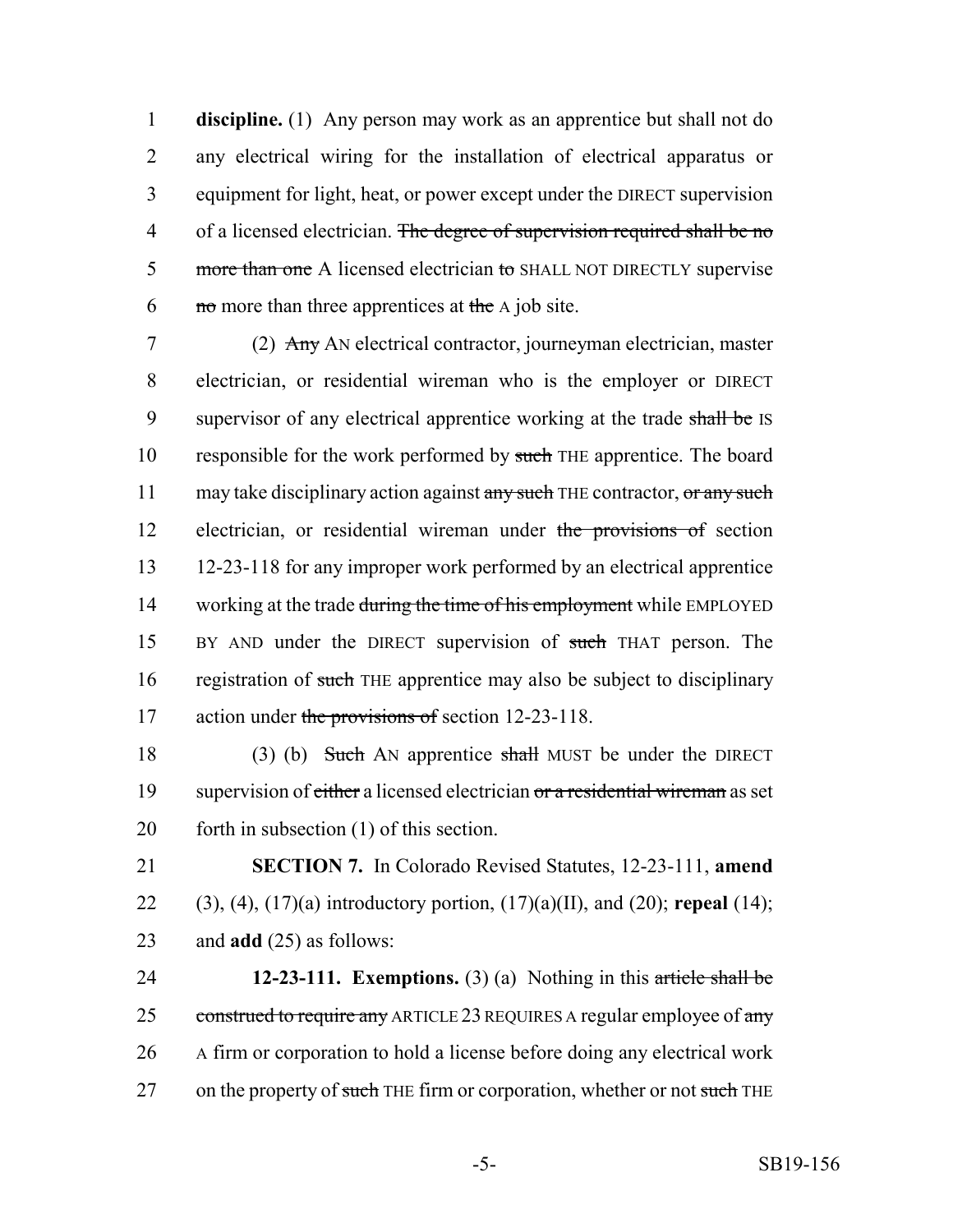**discipline.** (1) Any person may work as an apprentice but shall not do any electrical wiring for the installation of electrical apparatus or equipment for light, heat, or power except under the DIRECT supervision of a licensed electrician. ~~The degree of supervision required shall be no more than one~~ A licensed electrician ~~to~~ SHALL NOT DIRECTLY supervise ~~no~~ more than three apprentices at ~~the~~ A job site.

(2) ~~Any~~ AN electrical contractor, journeyman electrician, master electrician, or residential wireman who is the employer or DIRECT supervisor of any electrical apprentice working at the trade ~~shall be~~ IS responsible for the work performed by ~~such~~ THE apprentice. The board may take disciplinary action against ~~any such~~ THE contractor, ~~or any such~~ electrician, or residential wireman under ~~the provisions of~~ section 12-23-118 for any improper work performed by an electrical apprentice working at the trade ~~during the time of his employment~~ while EMPLOYED BY AND under the DIRECT supervision of ~~such~~ THAT person. The registration of ~~such~~ THE apprentice may also be subject to disciplinary action under ~~the provisions of~~ section 12-23-118.

(3) (b) ~~Such~~ AN apprentice ~~shall~~ MUST be under the DIRECT supervision of ~~either~~ a licensed electrician ~~or a residential wireman~~ as set forth in subsection (1) of this section.

**SECTION 7.** In Colorado Revised Statutes, 12-23-111, **amend** (3), (4), (17)(a) introductory portion, (17)(a)(II), and (20); **repeal** (14); and **add** (25) as follows:

**12-23-111. Exemptions.** (3) (a) Nothing in this ~~article shall be construed to require any~~ ARTICLE 23 REQUIRES A regular employee of ~~any~~ A firm or corporation to hold a license before doing any electrical work on the property of ~~such~~ THE firm or corporation, whether or not ~~such~~ THE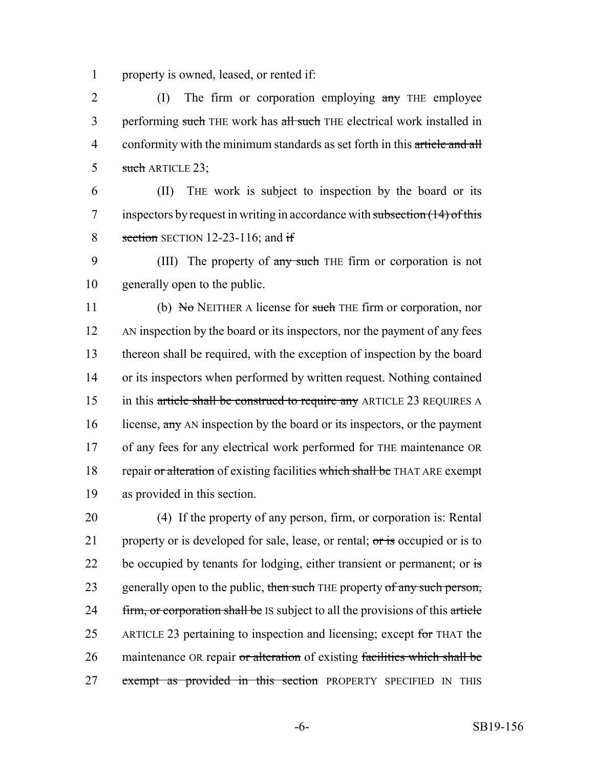property is owned, leased, or rented if:

(I) The firm or corporation employing ~~any~~ THE employee performing ~~such~~ THE work has ~~all such~~ THE electrical work installed in conformity with the minimum standards as set forth in this ~~article and all such~~ ARTICLE 23;

(II) THE work is subject to inspection by the board or its inspectors by request in writing in accordance with ~~subsection (14) of this section~~ SECTION 12-23-116; and ~~if~~

(III) The property of ~~any such~~ THE firm or corporation is not generally open to the public.

(b) ~~No~~ NEITHER A license for ~~such~~ THE firm or corporation, nor AN inspection by the board or its inspectors, nor the payment of any fees thereon shall be required, with the exception of inspection by the board or its inspectors when performed by written request. Nothing contained in this ~~article shall be construed to require any~~ ARTICLE 23 REQUIRES A license, ~~any~~ AN inspection by the board or its inspectors, or the payment of any fees for any electrical work performed for THE maintenance OR repair ~~or alteration~~ of existing facilities ~~which shall be~~ THAT ARE exempt as provided in this section.

(4) If the property of any person, firm, or corporation is: Rental property or is developed for sale, lease, or rental; ~~or is~~ occupied or is to be occupied by tenants for lodging, either transient or permanent; or ~~is~~ generally open to the public, ~~then such~~ THE property ~~of any such person, firm, or corporation shall be~~ IS subject to all the provisions of this ~~article~~ ARTICLE 23 pertaining to inspection and licensing; except ~~for~~ THAT the maintenance OR repair ~~or alteration~~ of existing ~~facilities which shall be exempt as provided in this section~~ PROPERTY SPECIFIED IN THIS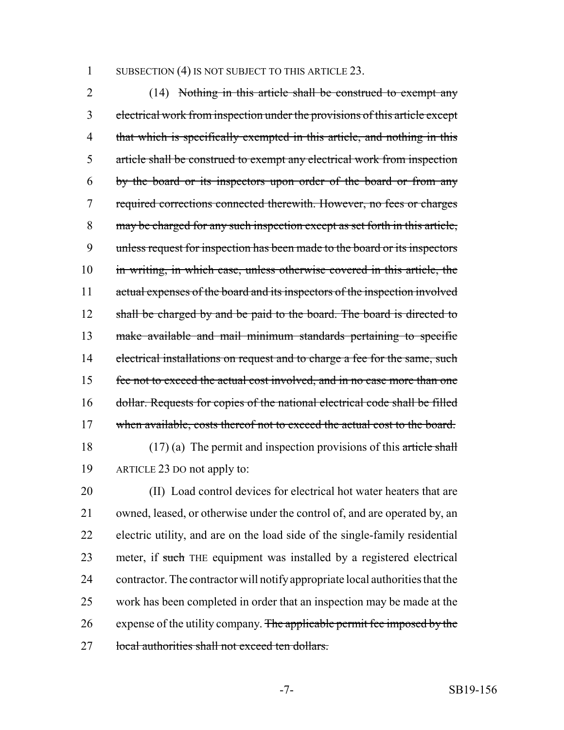SUBSECTION (4) IS NOT SUBJECT TO THIS ARTICLE 23.

(14) ~~Nothing in this article shall be construed to exempt any electrical work from inspection under the provisions of this article except that which is specifically exempted in this article, and nothing in this article shall be construed to exempt any electrical work from inspection by the board or its inspectors upon order of the board or from any required corrections connected therewith. However, no fees or charges may be charged for any such inspection except as set forth in this article, unless request for inspection has been made to the board or its inspectors in writing, in which case, unless otherwise covered in this article, the actual expenses of the board and its inspectors of the inspection involved shall be charged by and be paid to the board. The board is directed to make available and mail minimum standards pertaining to specific electrical installations on request and to charge a fee for the same, such fee not to exceed the actual cost involved, and in no case more than one dollar. Requests for copies of the national electrical code shall be filled when available, costs thereof not to exceed the actual cost to the board.~~

(17) (a) The permit and inspection provisions of this ~~article shall~~ ARTICLE 23 DO not apply to:

(II) Load control devices for electrical hot water heaters that are owned, leased, or otherwise under the control of, and are operated by, an electric utility, and are on the load side of the single-family residential meter, if ~~such~~ THE equipment was installed by a registered electrical contractor. The contractor will notify appropriate local authorities that the work has been completed in order that an inspection may be made at the expense of the utility company. ~~The applicable permit fee imposed by the local authorities shall not exceed ten dollars.~~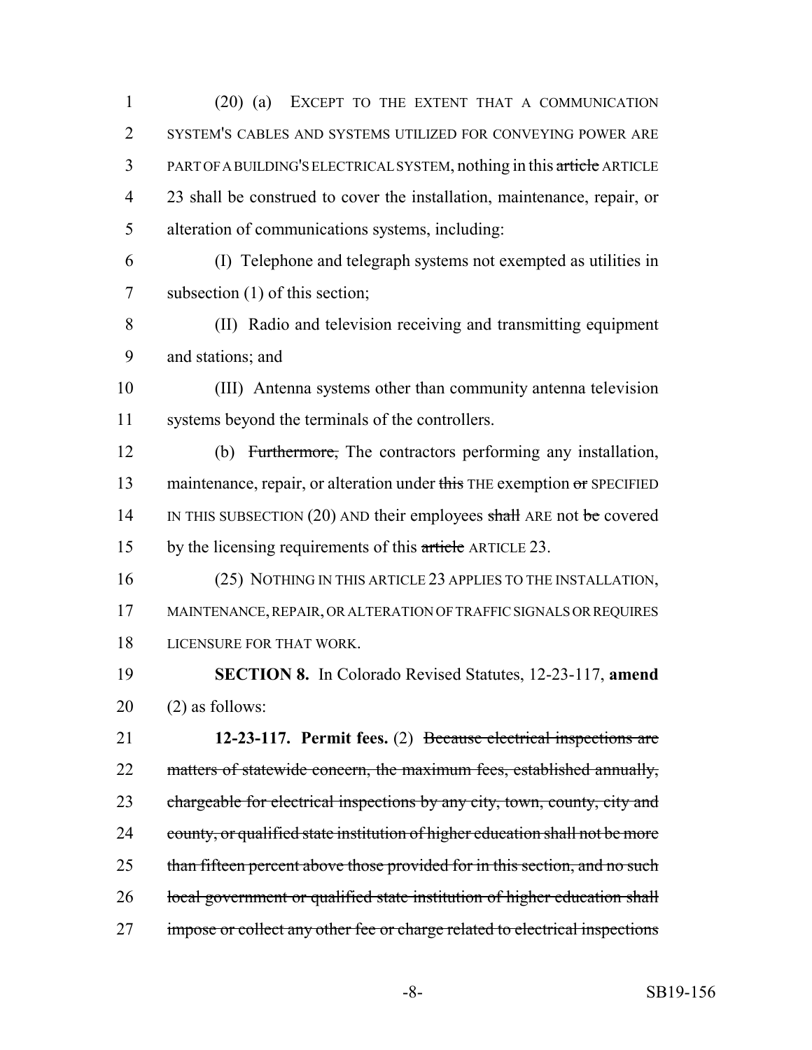(20) (a) EXCEPT TO THE EXTENT THAT A COMMUNICATION SYSTEM'S CABLES AND SYSTEMS UTILIZED FOR CONVEYING POWER ARE PART OF A BUILDING'S ELECTRICAL SYSTEM, nothing in this ~~article~~ ARTICLE 23 shall be construed to cover the installation, maintenance, repair, or alteration of communications systems, including:

(I) Telephone and telegraph systems not exempted as utilities in subsection (1) of this section;

(II) Radio and television receiving and transmitting equipment and stations; and

(III) Antenna systems other than community antenna television systems beyond the terminals of the controllers.

(b) ~~Furthermore,~~ The contractors performing any installation, maintenance, repair, or alteration under ~~this~~ THE exemption ~~or~~ SPECIFIED IN THIS SUBSECTION (20) AND their employees ~~shall~~ ARE not ~~be~~ covered by the licensing requirements of this ~~article~~ ARTICLE 23.

(25) NOTHING IN THIS ARTICLE 23 APPLIES TO THE INSTALLATION, MAINTENANCE, REPAIR, OR ALTERATION OF TRAFFIC SIGNALS OR REQUIRES LICENSURE FOR THAT WORK.

**SECTION 8.** In Colorado Revised Statutes, 12-23-117, **amend** (2) as follows:

**12-23-117. Permit fees.** (2) ~~Because electrical inspections are matters of statewide concern, the maximum fees, established annually, chargeable for electrical inspections by any city, town, county, city and county, or qualified state institution of higher education shall not be more than fifteen percent above those provided for in this section, and no such local government or qualified state institution of higher education shall impose or collect any other fee or charge related to electrical inspections~~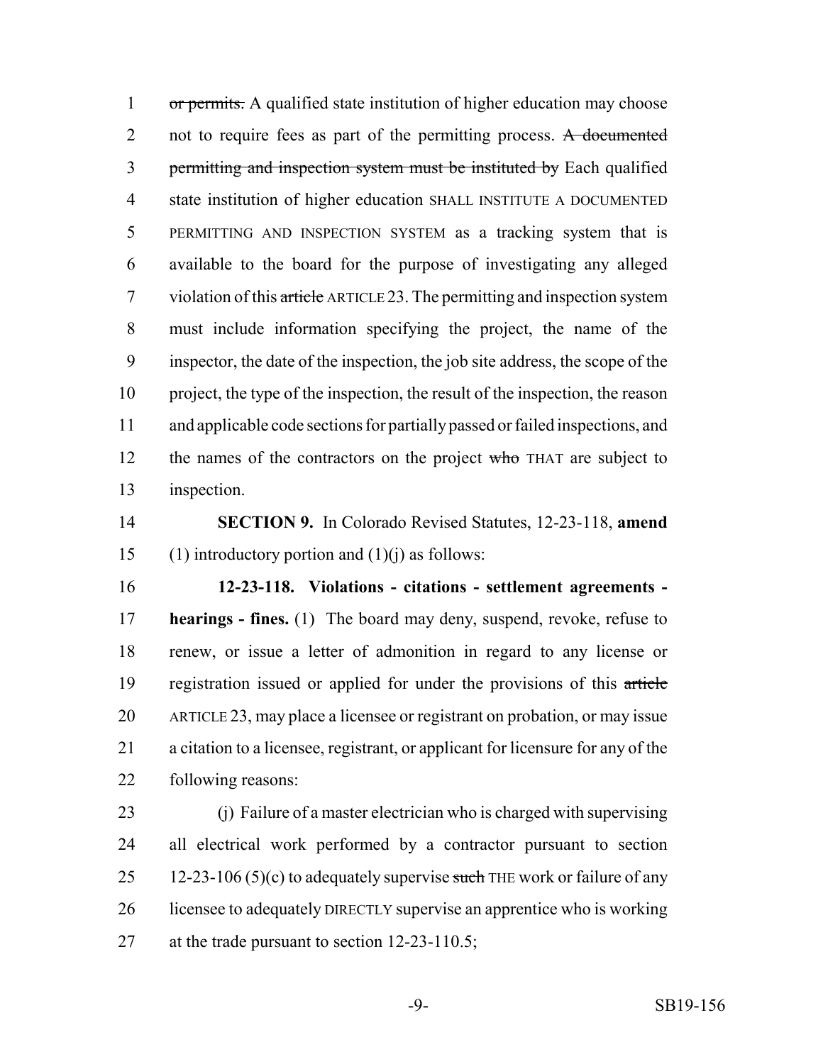~~or permits.~~ A qualified state institution of higher education may choose not to require fees as part of the permitting process. ~~A documented permitting and inspection system must be instituted by~~ Each qualified state institution of higher education SHALL INSTITUTE A DOCUMENTED PERMITTING AND INSPECTION SYSTEM as a tracking system that is available to the board for the purpose of investigating any alleged violation of this ~~article~~ ARTICLE 23. The permitting and inspection system must include information specifying the project, the name of the inspector, the date of the inspection, the job site address, the scope of the project, the type of the inspection, the result of the inspection, the reason and applicable code sections for partially passed or failed inspections, and the names of the contractors on the project ~~who~~ THAT are subject to inspection.

**SECTION 9.** In Colorado Revised Statutes, 12-23-118, **amend** (1) introductory portion and (1)(j) as follows:

**12-23-118. Violations - citations - settlement agreements - hearings - fines.** (1) The board may deny, suspend, revoke, refuse to renew, or issue a letter of admonition in regard to any license or registration issued or applied for under the provisions of this ~~article~~ ARTICLE 23, may place a licensee or registrant on probation, or may issue a citation to a licensee, registrant, or applicant for licensure for any of the following reasons:

(j) Failure of a master electrician who is charged with supervising all electrical work performed by a contractor pursuant to section 12-23-106 (5)(c) to adequately supervise ~~such~~ THE work or failure of any licensee to adequately DIRECTLY supervise an apprentice who is working at the trade pursuant to section 12-23-110.5;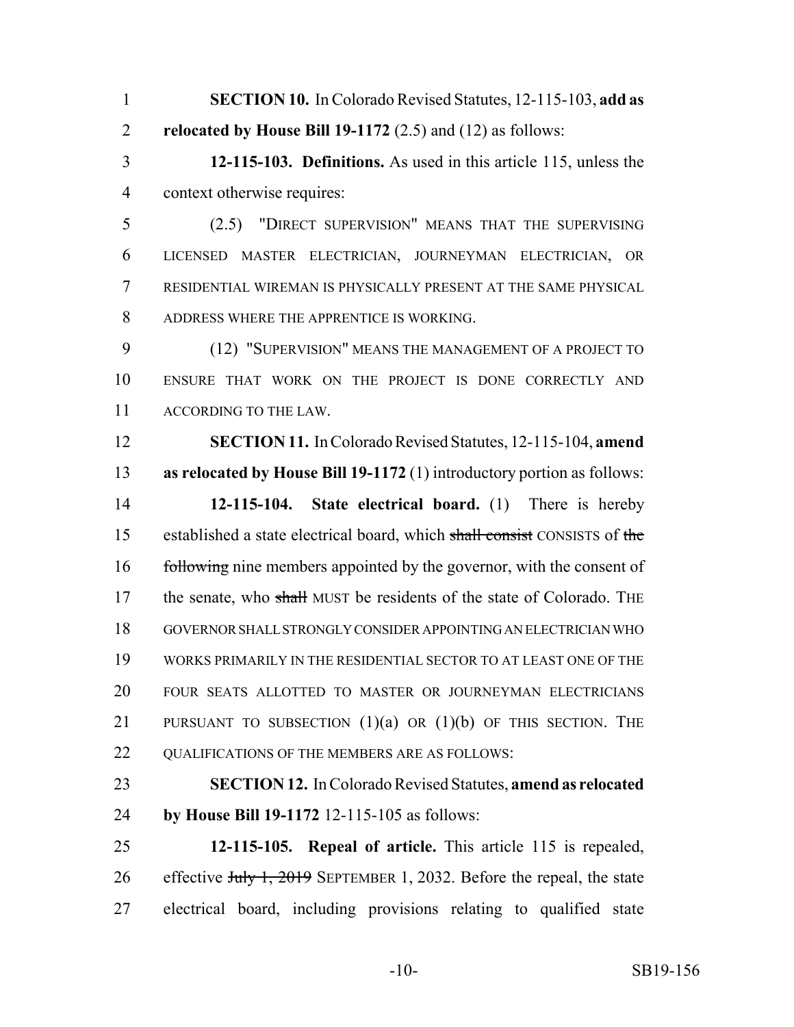**SECTION 10.** In Colorado Revised Statutes, 12-115-103, **add as relocated by House Bill 19-1172** (2.5) and (12) as follows:

**12-115-103. Definitions.** As used in this article 115, unless the context otherwise requires:

(2.5) "DIRECT SUPERVISION" MEANS THAT THE SUPERVISING LICENSED MASTER ELECTRICIAN, JOURNEYMAN ELECTRICIAN, OR RESIDENTIAL WIREMAN IS PHYSICALLY PRESENT AT THE SAME PHYSICAL ADDRESS WHERE THE APPRENTICE IS WORKING.

(12) "SUPERVISION" MEANS THE MANAGEMENT OF A PROJECT TO ENSURE THAT WORK ON THE PROJECT IS DONE CORRECTLY AND ACCORDING TO THE LAW.

**SECTION 11.** In Colorado Revised Statutes, 12-115-104, **amend as relocated by House Bill 19-1172** (1) introductory portion as follows:

**12-115-104. State electrical board.** (1) There is hereby established a state electrical board, which ~~shall consist~~ CONSISTS of ~~the following~~ nine members appointed by the governor, with the consent of the senate, who ~~shall~~ MUST be residents of the state of Colorado. THE GOVERNOR SHALL STRONGLY CONSIDER APPOINTING AN ELECTRICIAN WHO WORKS PRIMARILY IN THE RESIDENTIAL SECTOR TO AT LEAST ONE OF THE FOUR SEATS ALLOTTED TO MASTER OR JOURNEYMAN ELECTRICIANS PURSUANT TO SUBSECTION (1)(a) OR (1)(b) OF THIS SECTION. THE QUALIFICATIONS OF THE MEMBERS ARE AS FOLLOWS:

**SECTION 12.** In Colorado Revised Statutes, **amend as relocated by House Bill 19-1172** 12-115-105 as follows:

**12-115-105. Repeal of article.** This article 115 is repealed, effective ~~July 1, 2019~~ SEPTEMBER 1, 2032. Before the repeal, the state electrical board, including provisions relating to qualified state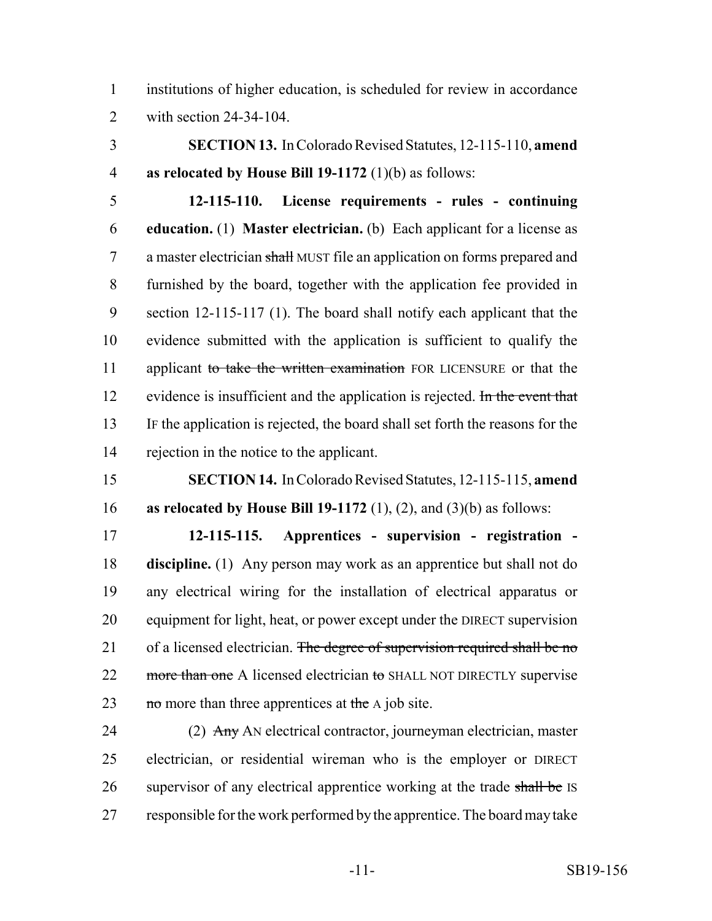institutions of higher education, is scheduled for review in accordance with section 24-34-104.

**SECTION 13.** In Colorado Revised Statutes, 12-115-110, **amend as relocated by House Bill 19-1172** (1)(b) as follows:

**12-115-110. License requirements - rules - continuing education.** (1) **Master electrician.** (b) Each applicant for a license as a master electrician ~~shall~~ MUST file an application on forms prepared and furnished by the board, together with the application fee provided in section 12-115-117 (1). The board shall notify each applicant that the evidence submitted with the application is sufficient to qualify the applicant ~~to take the written examination~~ FOR LICENSURE or that the evidence is insufficient and the application is rejected. ~~In the event that~~ IF the application is rejected, the board shall set forth the reasons for the rejection in the notice to the applicant.

**SECTION 14.** In Colorado Revised Statutes, 12-115-115, **amend as relocated by House Bill 19-1172** (1), (2), and (3)(b) as follows:

**12-115-115. Apprentices - supervision - registration - discipline.** (1) Any person may work as an apprentice but shall not do any electrical wiring for the installation of electrical apparatus or equipment for light, heat, or power except under the DIRECT supervision of a licensed electrician. ~~The degree of supervision required shall be no more than one~~ A licensed electrician ~~to~~ SHALL NOT DIRECTLY supervise ~~no~~ more than three apprentices at ~~the~~ A job site.

(2) ~~Any~~ AN electrical contractor, journeyman electrician, master electrician, or residential wireman who is the employer or DIRECT supervisor of any electrical apprentice working at the trade ~~shall be~~ IS responsible for the work performed by the apprentice. The board may take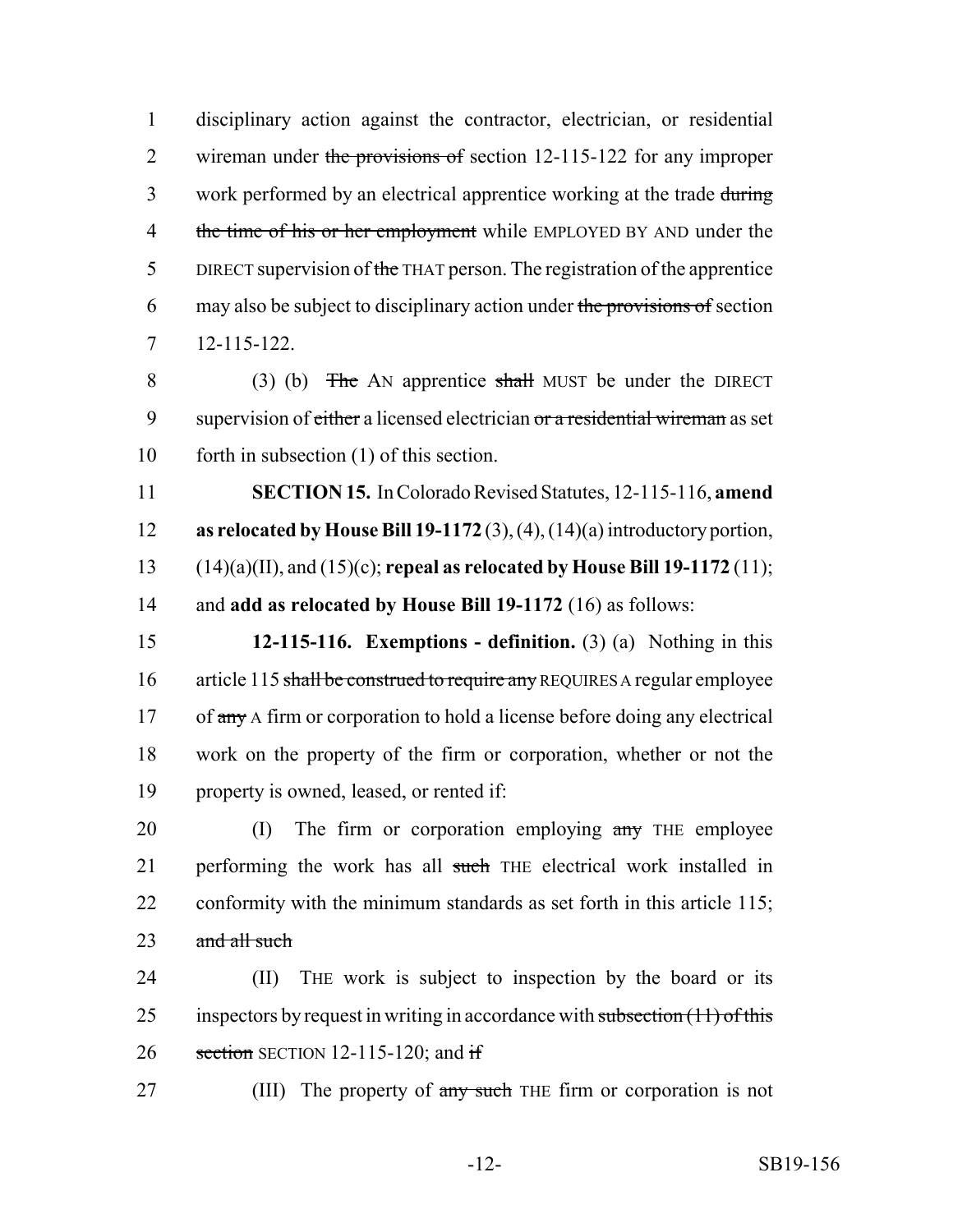disciplinary action against the contractor, electrician, or residential wireman under ~~the provisions of~~ section 12-115-122 for any improper work performed by an electrical apprentice working at the trade ~~during the time of his or her employment~~ while EMPLOYED BY AND under the DIRECT supervision of ~~the~~ THAT person. The registration of the apprentice may also be subject to disciplinary action under ~~the provisions of~~ section 12-115-122.

(3) (b) ~~The~~ AN apprentice ~~shall~~ MUST be under the DIRECT supervision of ~~either~~ a licensed electrician ~~or a residential wireman~~ as set forth in subsection (1) of this section.

**SECTION 15.** In Colorado Revised Statutes, 12-115-116, **amend as relocated by House Bill 19-1172** (3), (4), (14)(a) introductory portion, (14)(a)(II), and (15)(c); **repeal as relocated by House Bill 19-1172** (11); and **add as relocated by House Bill 19-1172** (16) as follows:

**12-115-116. Exemptions - definition.** (3) (a) Nothing in this article 115 ~~shall be construed to require any~~ REQUIRES A regular employee of ~~any~~ A firm or corporation to hold a license before doing any electrical work on the property of the firm or corporation, whether or not the property is owned, leased, or rented if:

(I) The firm or corporation employing ~~any~~ THE employee performing the work has all ~~such~~ THE electrical work installed in conformity with the minimum standards as set forth in this article 115; ~~and all such~~

(II) THE work is subject to inspection by the board or its inspectors by request in writing in accordance with ~~subsection (11) of this section~~ SECTION 12-115-120; and ~~if~~

(III) The property of ~~any such~~ THE firm or corporation is not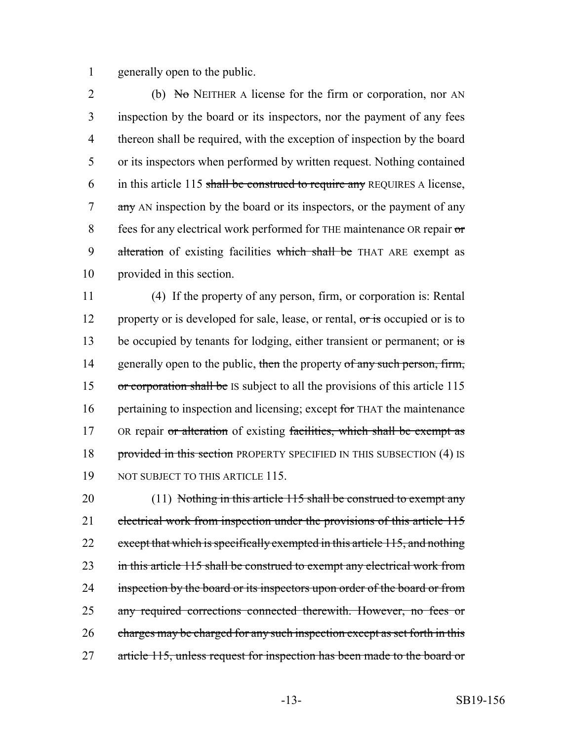generally open to the public.

(b) ~~No~~ NEITHER A license for the firm or corporation, nor AN inspection by the board or its inspectors, nor the payment of any fees thereon shall be required, with the exception of inspection by the board or its inspectors when performed by written request. Nothing contained in this article 115 ~~shall be construed to require any~~ REQUIRES A license, ~~any~~ AN inspection by the board or its inspectors, or the payment of any fees for any electrical work performed for THE maintenance OR repair ~~or alteration~~ of existing facilities ~~which shall be~~ THAT ARE exempt as provided in this section.

(4) If the property of any person, firm, or corporation is: Rental property or is developed for sale, lease, or rental, ~~or is~~ occupied or is to be occupied by tenants for lodging, either transient or permanent; or ~~is~~ generally open to the public, ~~then~~ the property ~~of any such person, firm, or corporation shall be~~ IS subject to all the provisions of this article 115 pertaining to inspection and licensing; except ~~for~~ THAT the maintenance OR repair ~~or alteration~~ of existing ~~facilities, which shall be exempt as provided in this section~~ PROPERTY SPECIFIED IN THIS SUBSECTION (4) IS NOT SUBJECT TO THIS ARTICLE 115.

(11) ~~Nothing in this article 115 shall be construed to exempt any electrical work from inspection under the provisions of this article 115 except that which is specifically exempted in this article 115, and nothing in this article 115 shall be construed to exempt any electrical work from inspection by the board or its inspectors upon order of the board or from any required corrections connected therewith. However, no fees or charges may be charged for any such inspection except as set forth in this article 115, unless request for inspection has been made to the board or~~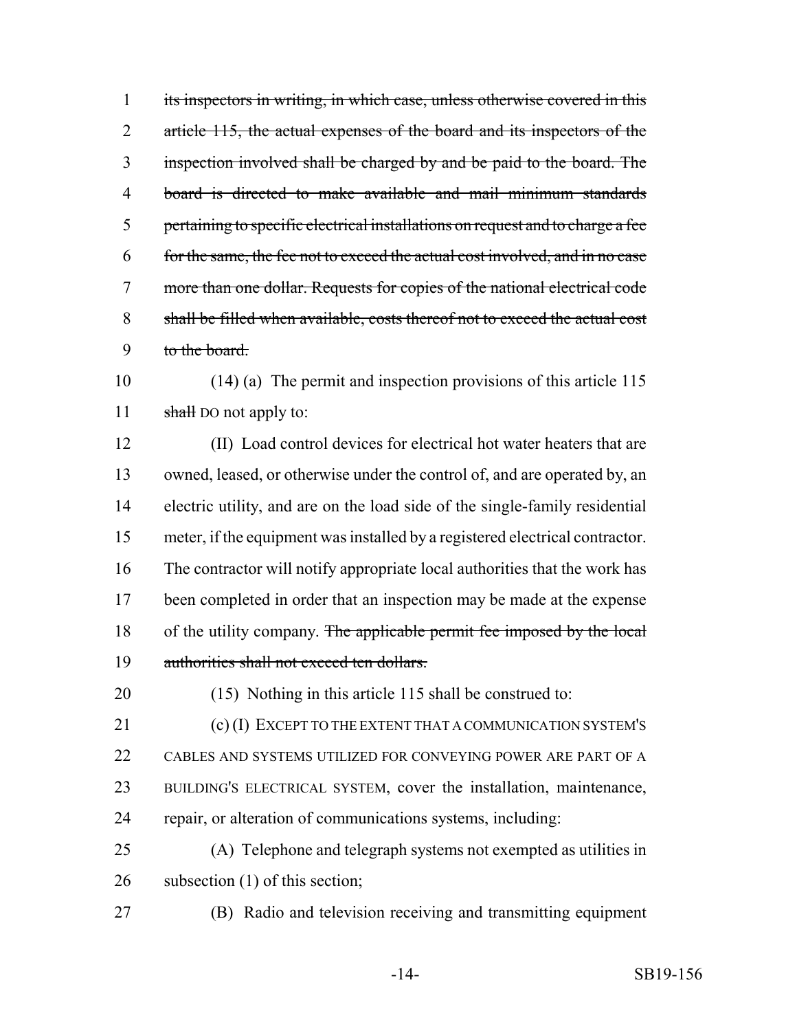~~its inspectors in writing, in which case, unless otherwise covered in this article 115, the actual expenses of the board and its inspectors of the inspection involved shall be charged by and be paid to the board. The board is directed to make available and mail minimum standards pertaining to specific electrical installations on request and to charge a fee for the same, the fee not to exceed the actual cost involved, and in no case more than one dollar. Requests for copies of the national electrical code shall be filled when available, costs thereof not to exceed the actual cost to the board.~~

(14) (a) The permit and inspection provisions of this article 115 ~~shall~~ DO not apply to:

(II) Load control devices for electrical hot water heaters that are owned, leased, or otherwise under the control of, and are operated by, an electric utility, and are on the load side of the single-family residential meter, if the equipment was installed by a registered electrical contractor. The contractor will notify appropriate local authorities that the work has been completed in order that an inspection may be made at the expense of the utility company. ~~The applicable permit fee imposed by the local authorities shall not exceed ten dollars.~~

(15) Nothing in this article 115 shall be construed to:

(c) (I) EXCEPT TO THE EXTENT THAT A COMMUNICATION SYSTEM'S CABLES AND SYSTEMS UTILIZED FOR CONVEYING POWER ARE PART OF A BUILDING'S ELECTRICAL SYSTEM, cover the installation, maintenance, repair, or alteration of communications systems, including:

(A) Telephone and telegraph systems not exempted as utilities in subsection (1) of this section;

(B) Radio and television receiving and transmitting equipment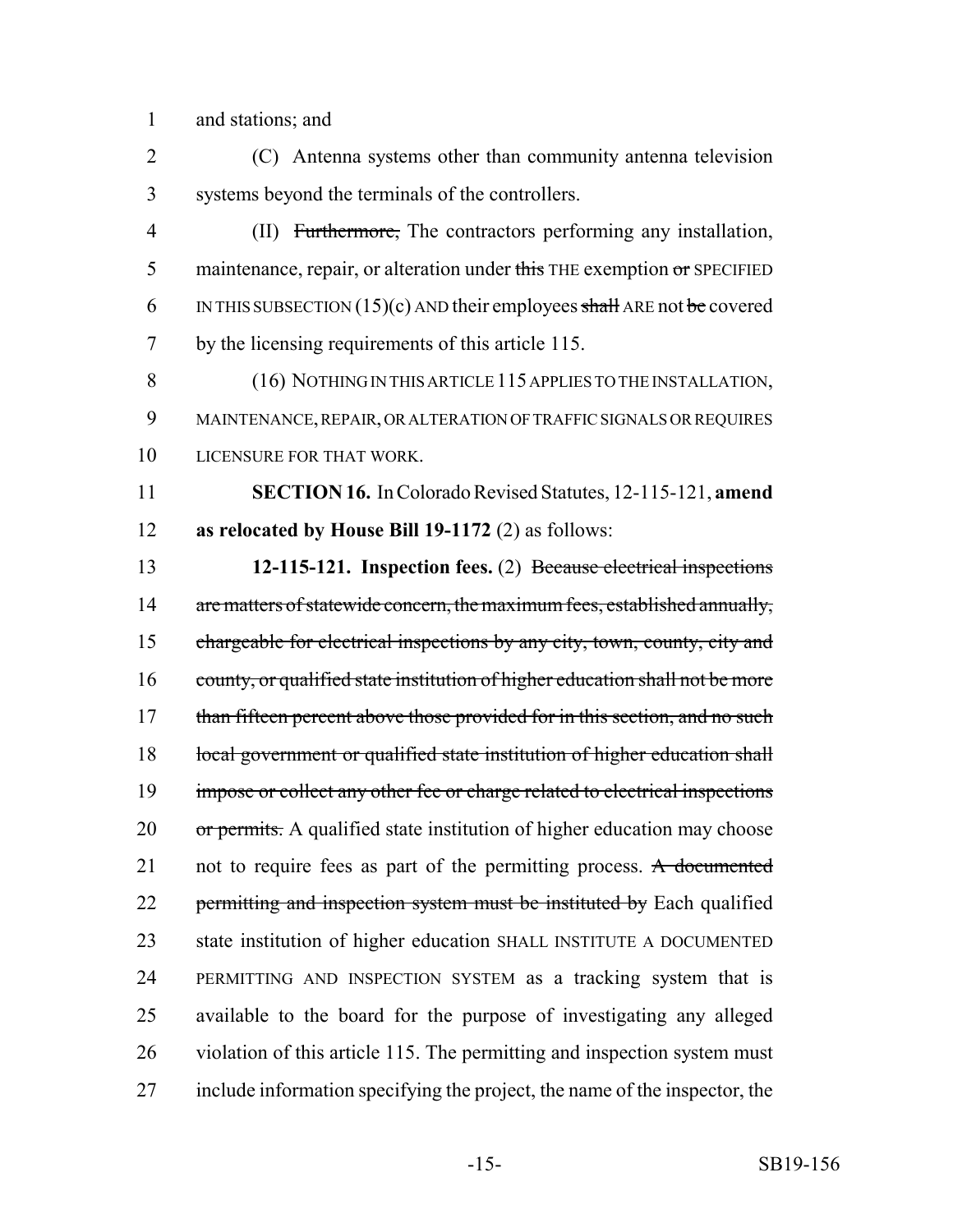and stations; and

(C) Antenna systems other than community antenna television systems beyond the terminals of the controllers.

(II) ~~Furthermore,~~ The contractors performing any installation, maintenance, repair, or alteration under ~~this~~ THE exemption ~~or~~ SPECIFIED IN THIS SUBSECTION (15)(c) AND their employees ~~shall~~ ARE not ~~be~~ covered by the licensing requirements of this article 115.

(16) NOTHING IN THIS ARTICLE 115 APPLIES TO THE INSTALLATION, MAINTENANCE, REPAIR, OR ALTERATION OF TRAFFIC SIGNALS OR REQUIRES LICENSURE FOR THAT WORK.

**SECTION 16.** In Colorado Revised Statutes, 12-115-121, **amend as relocated by House Bill 19-1172** (2) as follows:

**12-115-121. Inspection fees.** (2) ~~Because electrical inspections are matters of statewide concern, the maximum fees, established annually, chargeable for electrical inspections by any city, town, county, city and county, or qualified state institution of higher education shall not be more than fifteen percent above those provided for in this section, and no such local government or qualified state institution of higher education shall impose or collect any other fee or charge related to electrical inspections or permits.~~ A qualified state institution of higher education may choose not to require fees as part of the permitting process. ~~A documented permitting and inspection system must be instituted by~~ Each qualified state institution of higher education SHALL INSTITUTE A DOCUMENTED PERMITTING AND INSPECTION SYSTEM as a tracking system that is available to the board for the purpose of investigating any alleged violation of this article 115. The permitting and inspection system must include information specifying the project, the name of the inspector, the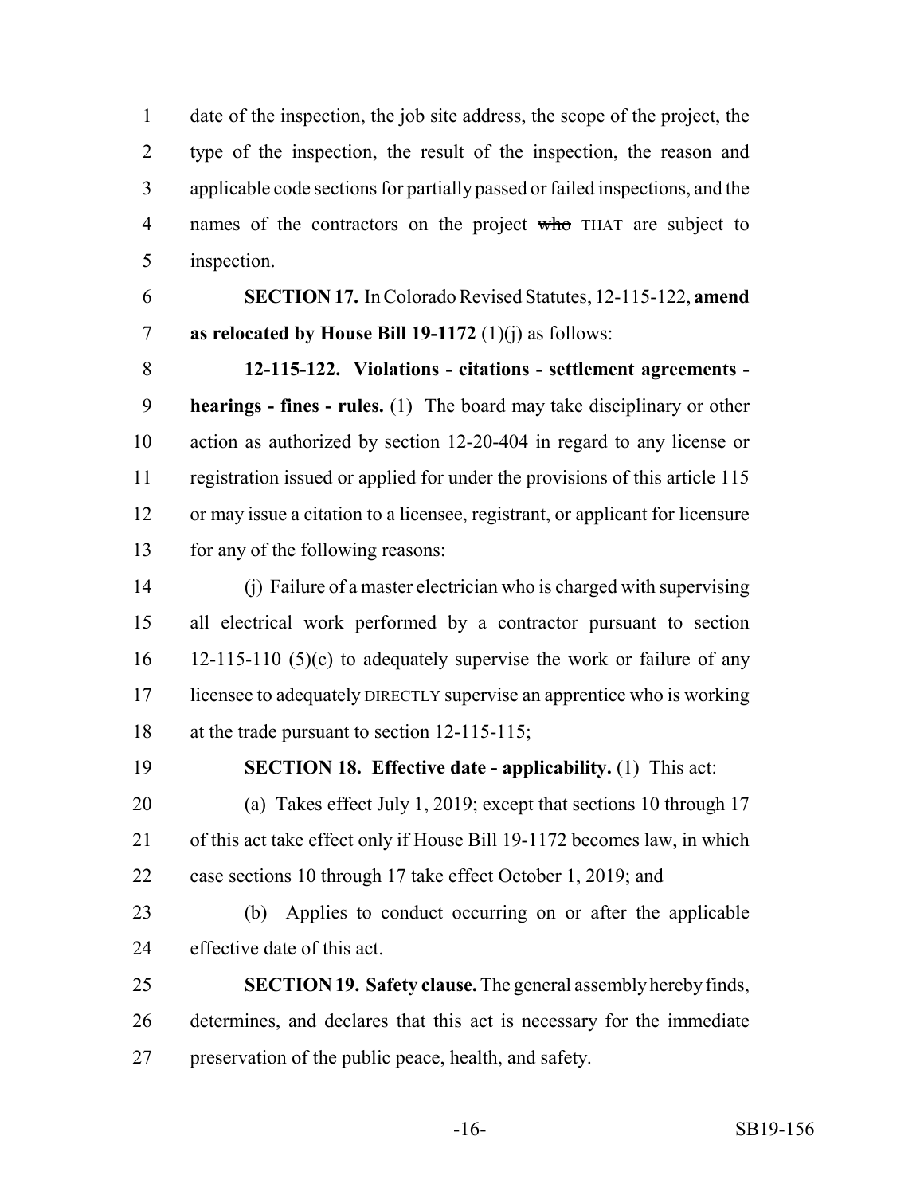date of the inspection, the job site address, the scope of the project, the type of the inspection, the result of the inspection, the reason and applicable code sections for partially passed or failed inspections, and the names of the contractors on the project ~~who~~ THAT are subject to inspection.

**SECTION 17.** In Colorado Revised Statutes, 12-115-122, **amend as relocated by House Bill 19-1172** (1)(j) as follows:

**12-115-122. Violations - citations - settlement agreements - hearings - fines - rules.** (1) The board may take disciplinary or other action as authorized by section 12-20-404 in regard to any license or registration issued or applied for under the provisions of this article 115 or may issue a citation to a licensee, registrant, or applicant for licensure for any of the following reasons:

(j) Failure of a master electrician who is charged with supervising all electrical work performed by a contractor pursuant to section 12-115-110 (5)(c) to adequately supervise the work or failure of any licensee to adequately DIRECTLY supervise an apprentice who is working at the trade pursuant to section 12-115-115;

**SECTION 18. Effective date - applicability.** (1) This act:

(a) Takes effect July 1, 2019; except that sections 10 through 17 of this act take effect only if House Bill 19-1172 becomes law, in which case sections 10 through 17 take effect October 1, 2019; and

(b) Applies to conduct occurring on or after the applicable effective date of this act.

**SECTION 19. Safety clause.** The general assembly hereby finds, determines, and declares that this act is necessary for the immediate preservation of the public peace, health, and safety.